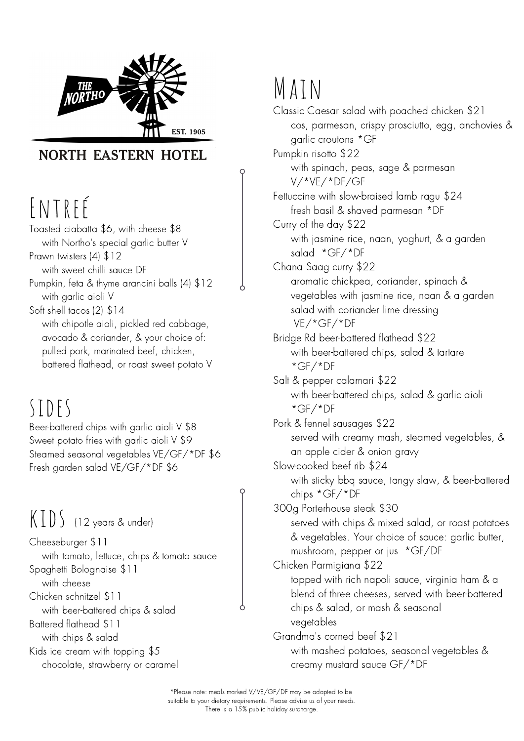THE NORTHO

EST. 1905

NORTH EASTERN HOTEL

# Entreé

Toasted ciabatta $6, with cheese $8
  with Northo's special garlic butter V

Prawn twisters (4) $12
  with sweet chilli sauce DF

Pumpkin, feta & thyme arancini balls (4) $12
  with garlic aioli V

Soft shell tacos (2) $14
  with chipotle aioli, pickled red cabbage, avocado & coriander, & your choice of: pulled pork, marinated beef, chicken, battered flathead, or roast sweet potato V

# Sides

Beer-battered chips with garlic aioli V $8

Sweet potato fries with garlic aioli V $9

Steamed seasonal vegetables VE/GF/*DF $6

Fresh garden salad VE/GF/*DF $6

# Kids (12 years & under)

Cheeseburger $11
  with tomato, lettuce, chips & tomato sauce

Spaghetti Bolognaise $11
  with cheese

Chicken schnitzel $11
  with beer-battered chips & salad

Battered flathead $11
  with chips & salad

Kids ice cream with topping $5
  chocolate, strawberry or caramel

# Main

Classic Caesar salad with poached chicken $21
  cos, parmesan, crispy prosciutto, egg, anchovies & garlic croutons *GF

Pumpkin risotto $22
  with spinach, peas, sage & parmesan
  V/*VE/*DF/GF

Fettuccine with slow-braised lamb ragu $24
  fresh basil & shaved parmesan *DF

Curry of the day $22
  with jasmine rice, naan, yoghurt, & a garden salad *GF/*DF

Chana Saag curry $22
  aromatic chickpea, coriander, spinach & vegetables with jasmine rice, naan & a garden salad with coriander lime dressing
  VE/*GF/*DF

Bridge Rd beer-battered flathead $22
  with beer-battered chips, salad & tartare
  *GF/*DF

Salt & pepper calamari $22
  with beer-battered chips, salad & garlic aioli
  *GF/*DF

Pork & fennel sausages $22
  served with creamy mash, steamed vegetables, & an apple cider & onion gravy

Slow-cooked beef rib $24
  with sticky bbq sauce, tangy slaw, & beer-battered chips *GF/*DF

300g Porterhouse steak $30
  served with chips & mixed salad, or roast potatoes & vegetables. Your choice of sauce: garlic butter, mushroom, pepper or jus *GF/DF

Chicken Parmigiana $22
  topped with rich napoli sauce, virginia ham & a blend of three cheeses, served with beer-battered chips & salad, or mash & seasonal vegetables

Grandma's corned beef $21
  with mashed potatoes, seasonal vegetables & creamy mustard sauce GF/*DF

*Please note: meals marked V/VE/GF/DF may be adapted to be suitable to your dietary requirements. Please advise us of your needs.
There is a 15% public holiday surcharge.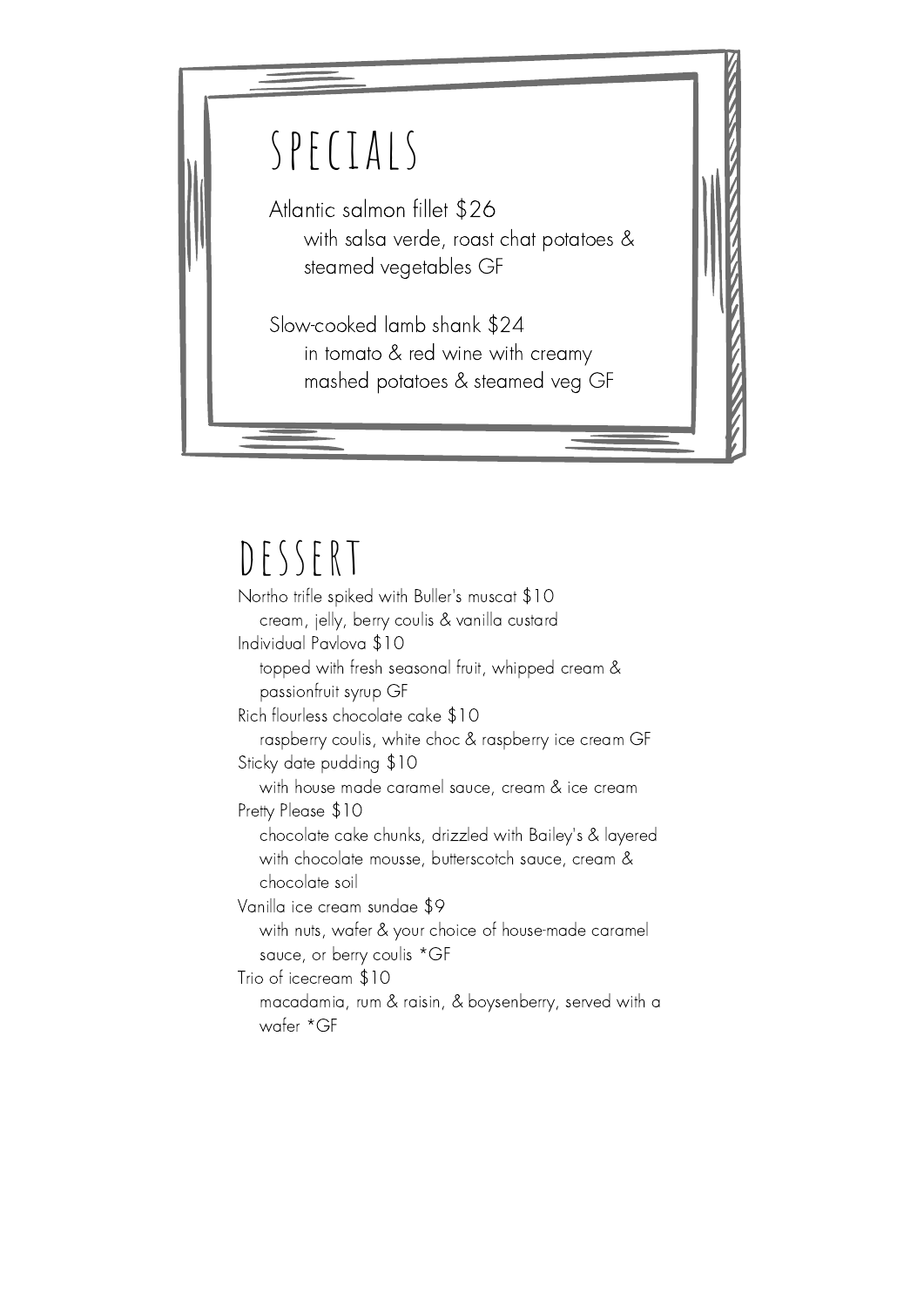# SPECIALS

Atlantic salmon fillet $26
with salsa verde, roast chat potatoes & steamed vegetables GF

Slow-cooked lamb shank $24
in tomato & red wine with creamy mashed potatoes & steamed veg GF

# DESSERT

Northo trifle spiked with Buller's muscat $10
cream, jelly, berry coulis & vanilla custard

Individual Pavlova $10
topped with fresh seasonal fruit, whipped cream & passionfruit syrup GF

Rich flourless chocolate cake $10
raspberry coulis, white choc & raspberry ice cream GF

Sticky date pudding $10
with house made caramel sauce, cream & ice cream

Pretty Please $10
chocolate cake chunks, drizzled with Bailey's & layered with chocolate mousse, butterscotch sauce, cream & chocolate soil

Vanilla ice cream sundae $9
with nuts, wafer & your choice of house-made caramel sauce, or berry coulis *GF

Trio of icecream $10
macadamia, rum & raisin, & boysenberry, served with a wafer *GF